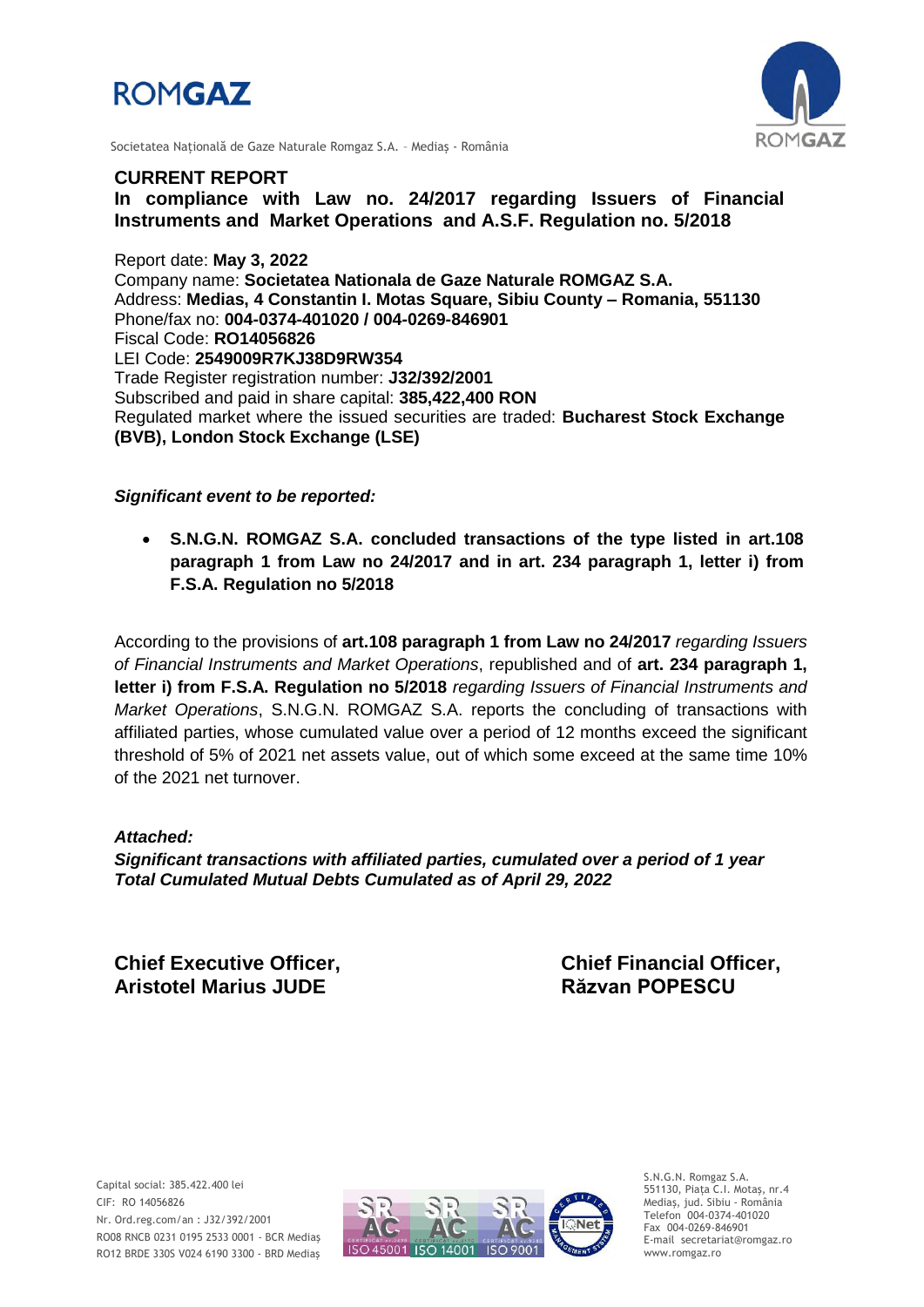# ROMGAZ

Societatea Națională de Gaze Naturale Romgaz S.A. – Mediaș - România

## CURRENT REPORT

**In compliance with Law no. 24/2017 regarding Issuers of Financial Instruments and Market Operations and A.S.F. Regulation no. 5/2018**

Report date: **May 3, 2022**
Company name: **Societatea Nationala de Gaze Naturale ROMGAZ S.A.**
Address: **Medias, 4 Constantin I. Motas Square, Sibiu County – Romania, 551130**
Phone/fax no: **004-0374-401020 / 004-0269-846901**
Fiscal Code: **RO14056826**
LEI Code: **2549009R7KJ38D9RW354**
Trade Register registration number: **J32/392/2001**
Subscribed and paid in share capital: **385,422,400 RON**
Regulated market where the issued securities are traded: **Bucharest Stock Exchange (BVB), London Stock Exchange (LSE)**

***Significant event to be reported:***

- **S.N.G.N. ROMGAZ S.A. concluded transactions of the type listed in art.108 paragraph 1 from Law no 24/2017 and in art. 234 paragraph 1, letter i) from F.S.A. Regulation no 5/2018**

According to the provisions of **art.108 paragraph 1 from Law no 24/2017** *regarding Issuers of Financial Instruments and Market Operations*, republished and of **art. 234 paragraph 1, letter i) from F.S.A. Regulation no 5/2018** *regarding Issuers of Financial Instruments and Market Operations*, S.N.G.N. ROMGAZ S.A. reports the concluding of transactions with affiliated parties, whose cumulated value over a period of 12 months exceed the significant threshold of 5% of 2021 net assets value, out of which some exceed at the same time 10% of the 2021 net turnover.

***Attached:***
***Significant transactions with affiliated parties, cumulated over a period of 1 year***
***Total Cumulated Mutual Debts Cumulated as of April 29, 2022***

**Chief Executive Officer,**
**Aristotel Marius JUDE**

**Chief Financial Officer,**
**Răzvan POPESCU**

Capital social: 385.422.400 lei
CIF: RO 14056826
Nr. Ord.reg.com/an : J32/392/2001
RO08 RNCB 0231 0195 2533 0001 - BCR Mediaș
RO12 BRDE 330S V024 6190 3300 - BRD Mediaș

S.N.G.N. Romgaz S.A.
551130, Piața C.I. Motaș, nr.4
Mediaș, jud. Sibiu - România
Telefon 004-0374-401020
Fax 004-0269-846901
E-mail secretariat@romgaz.ro
www.romgaz.ro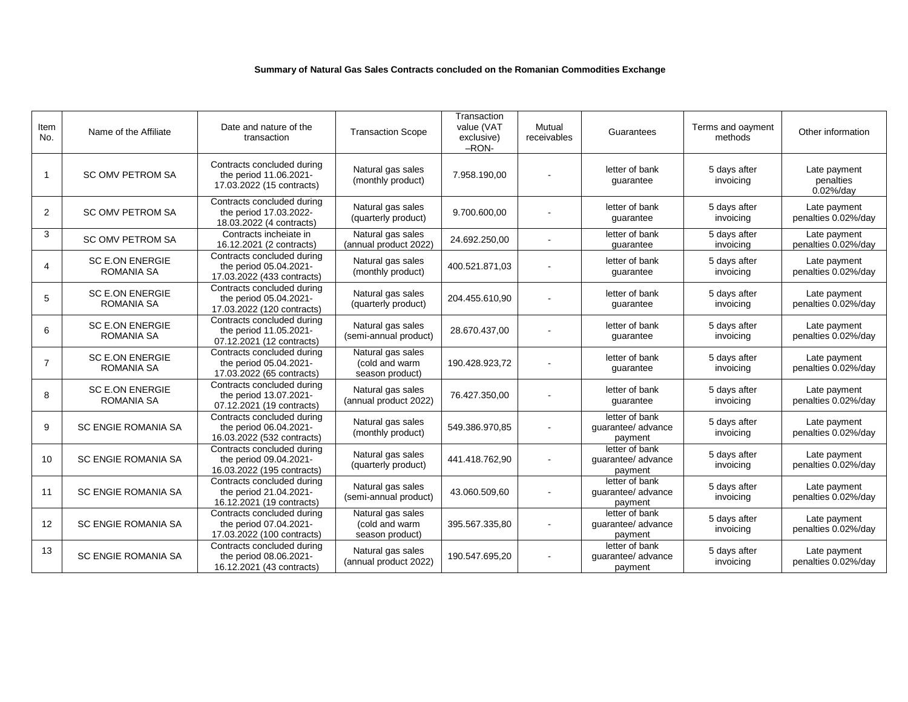**Summary of Natural Gas Sales Contracts concluded on the Romanian Commodities Exchange**

| Item No. | Name of the Affiliate | Date and nature of the transaction | Transaction Scope | Transaction value (VAT exclusive) –RON- | Mutual receivables | Guarantees | Terms and oayment methods | Other information |
|---|---|---|---|---|---|---|---|---|
| 1 | SC OMV PETROM SA | Contracts concluded during the period 11.06.2021-17.03.2022 (15 contracts) | Natural gas sales (monthly product) | 7.958.190,00 | - | letter of bank guarantee | 5 days after invoicing | Late payment penalties 0.02%/day |
| 2 | SC OMV PETROM SA | Contracts concluded during the period 17.03.2022-18.03.2022 (4 contracts) | Natural gas sales (quarterly product) | 9.700.600,00 | - | letter of bank guarantee | 5 days after invoicing | Late payment penalties 0.02%/day |
| 3 | SC OMV PETROM SA | Contracts incheiate in 16.12.2021 (2 contracts) | Natural gas sales (annual product 2022) | 24.692.250,00 | - | letter of bank guarantee | 5 days after invoicing | Late payment penalties 0.02%/day |
| 4 | SC E.ON ENERGIE ROMANIA SA | Contracts concluded during the period 05.04.2021-17.03.2022 (433 contracts) | Natural gas sales (monthly product) | 400.521.871,03 | - | letter of bank guarantee | 5 days after invoicing | Late payment penalties 0.02%/day |
| 5 | SC E.ON ENERGIE ROMANIA SA | Contracts concluded during the period 05.04.2021-17.03.2022 (120 contracts) | Natural gas sales (quarterly product) | 204.455.610,90 | - | letter of bank guarantee | 5 days after invoicing | Late payment penalties 0.02%/day |
| 6 | SC E.ON ENERGIE ROMANIA SA | Contracts concluded during the period 11.05.2021-07.12.2021 (12 contracts) | Natural gas sales (semi-annual product) | 28.670.437,00 | - | letter of bank guarantee | 5 days after invoicing | Late payment penalties 0.02%/day |
| 7 | SC E.ON ENERGIE ROMANIA SA | Contracts concluded during the period 05.04.2021-17.03.2022 (65 contracts) | Natural gas sales (cold and warm season product) | 190.428.923,72 | - | letter of bank guarantee | 5 days after invoicing | Late payment penalties 0.02%/day |
| 8 | SC E.ON ENERGIE ROMANIA SA | Contracts concluded during the period 13.07.2021-07.12.2021 (19 contracts) | Natural gas sales (annual product 2022) | 76.427.350,00 | - | letter of bank guarantee | 5 days after invoicing | Late payment penalties 0.02%/day |
| 9 | SC ENGIE ROMANIA SA | Contracts concluded during the period 06.04.2021-16.03.2022 (532 contracts) | Natural gas sales (monthly product) | 549.386.970,85 | - | letter of bank guarantee/ advance payment | 5 days after invoicing | Late payment penalties 0.02%/day |
| 10 | SC ENGIE ROMANIA SA | Contracts concluded during the period 09.04.2021-16.03.2022 (195 contracts) | Natural gas sales (quarterly product) | 441.418.762,90 | - | letter of bank guarantee/ advance payment | 5 days after invoicing | Late payment penalties 0.02%/day |
| 11 | SC ENGIE ROMANIA SA | Contracts concluded during the period 21.04.2021-16.12.2021 (19 contracts) | Natural gas sales (semi-annual product) | 43.060.509,60 | - | letter of bank guarantee/ advance payment | 5 days after invoicing | Late payment penalties 0.02%/day |
| 12 | SC ENGIE ROMANIA SA | Contracts concluded during the period 07.04.2021-17.03.2022 (100 contracts) | Natural gas sales (cold and warm season product) | 395.567.335,80 | - | letter of bank guarantee/ advance payment | 5 days after invoicing | Late payment penalties 0.02%/day |
| 13 | SC ENGIE ROMANIA SA | Contracts concluded during the period 08.06.2021-16.12.2021 (43 contracts) | Natural gas sales (annual product 2022) | 190.547.695,20 | - | letter of bank guarantee/ advance payment | 5 days after invoicing | Late payment penalties 0.02%/day |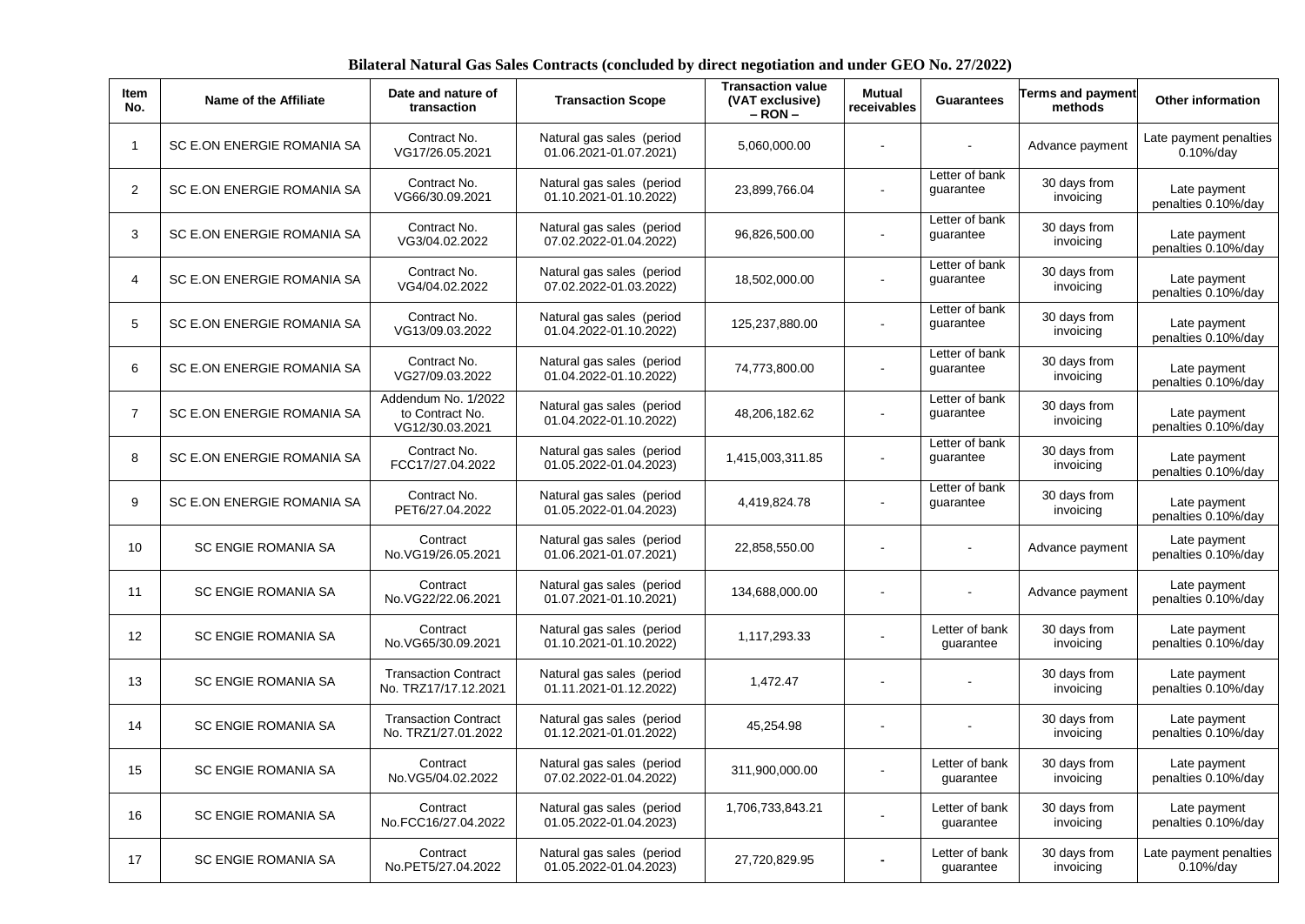**Bilateral Natural Gas Sales Contracts (concluded by direct negotiation and under GEO No. 27/2022)**

| Item No. | Name of the Affiliate | Date and nature of transaction | Transaction Scope | Transaction value (VAT exclusive) – RON – | Mutual receivables | Guarantees | Terms and payment methods | Other information |
|---|---|---|---|---|---|---|---|---|
| 1 | SC E.ON ENERGIE ROMANIA SA | Contract No. VG17/26.05.2021 | Natural gas sales (period 01.06.2021-01.07.2021) | 5,060,000.00 | - | - | Advance payment | Late payment penalties 0.10%/day |
| 2 | SC E.ON ENERGIE ROMANIA SA | Contract No. VG66/30.09.2021 | Natural gas sales (period 01.10.2021-01.10.2022) | 23,899,766.04 | - | Letter of bank guarantee | 30 days from invoicing | Late payment penalties 0.10%/day |
| 3 | SC E.ON ENERGIE ROMANIA SA | Contract No. VG3/04.02.2022 | Natural gas sales (period 07.02.2022-01.04.2022) | 96,826,500.00 | - | Letter of bank guarantee | 30 days from invoicing | Late payment penalties 0.10%/day |
| 4 | SC E.ON ENERGIE ROMANIA SA | Contract No. VG4/04.02.2022 | Natural gas sales (period 07.02.2022-01.03.2022) | 18,502,000.00 | - | Letter of bank guarantee | 30 days from invoicing | Late payment penalties 0.10%/day |
| 5 | SC E.ON ENERGIE ROMANIA SA | Contract No. VG13/09.03.2022 | Natural gas sales (period 01.04.2022-01.10.2022) | 125,237,880.00 | - | Letter of bank guarantee | 30 days from invoicing | Late payment penalties 0.10%/day |
| 6 | SC E.ON ENERGIE ROMANIA SA | Contract No. VG27/09.03.2022 | Natural gas sales (period 01.04.2022-01.10.2022) | 74,773,800.00 | - | Letter of bank guarantee | 30 days from invoicing | Late payment penalties 0.10%/day |
| 7 | SC E.ON ENERGIE ROMANIA SA | Addendum No. 1/2022 to Contract No. VG12/30.03.2021 | Natural gas sales (period 01.04.2022-01.10.2022) | 48,206,182.62 | - | Letter of bank guarantee | 30 days from invoicing | Late payment penalties 0.10%/day |
| 8 | SC E.ON ENERGIE ROMANIA SA | Contract No. FCC17/27.04.2022 | Natural gas sales (period 01.05.2022-01.04.2023) | 1,415,003,311.85 | - | Letter of bank guarantee | 30 days from invoicing | Late payment penalties 0.10%/day |
| 9 | SC E.ON ENERGIE ROMANIA SA | Contract No. PET6/27.04.2022 | Natural gas sales (period 01.05.2022-01.04.2023) | 4,419,824.78 | - | Letter of bank guarantee | 30 days from invoicing | Late payment penalties 0.10%/day |
| 10 | SC ENGIE ROMANIA SA | Contract No.VG19/26.05.2021 | Natural gas sales (period 01.06.2021-01.07.2021) | 22,858,550.00 | - | - | Advance payment | Late payment penalties 0.10%/day |
| 11 | SC ENGIE ROMANIA SA | Contract No.VG22/22.06.2021 | Natural gas sales (period 01.07.2021-01.10.2021) | 134,688,000.00 | - | - | Advance payment | Late payment penalties 0.10%/day |
| 12 | SC ENGIE ROMANIA SA | Contract No.VG65/30.09.2021 | Natural gas sales (period 01.10.2021-01.10.2022) | 1,117,293.33 | - | Letter of bank guarantee | 30 days from invoicing | Late payment penalties 0.10%/day |
| 13 | SC ENGIE ROMANIA SA | Transaction Contract No. TRZ17/17.12.2021 | Natural gas sales (period 01.11.2021-01.12.2022) | 1,472.47 | - | - | 30 days from invoicing | Late payment penalties 0.10%/day |
| 14 | SC ENGIE ROMANIA SA | Transaction Contract No. TRZ1/27.01.2022 | Natural gas sales (period 01.12.2021-01.01.2022) | 45,254.98 | - | - | 30 days from invoicing | Late payment penalties 0.10%/day |
| 15 | SC ENGIE ROMANIA SA | Contract No.VG5/04.02.2022 | Natural gas sales (period 07.02.2022-01.04.2022) | 311,900,000.00 | - | Letter of bank guarantee | 30 days from invoicing | Late payment penalties 0.10%/day |
| 16 | SC ENGIE ROMANIA SA | Contract No.FCC16/27.04.2022 | Natural gas sales (period 01.05.2022-01.04.2023) | 1,706,733,843.21 | - | Letter of bank guarantee | 30 days from invoicing | Late payment penalties 0.10%/day |
| 17 | SC ENGIE ROMANIA SA | Contract No.PET5/27.04.2022 | Natural gas sales (period 01.05.2022-01.04.2023) | 27,720,829.95 | - | Letter of bank guarantee | 30 days from invoicing | Late payment penalties 0.10%/day |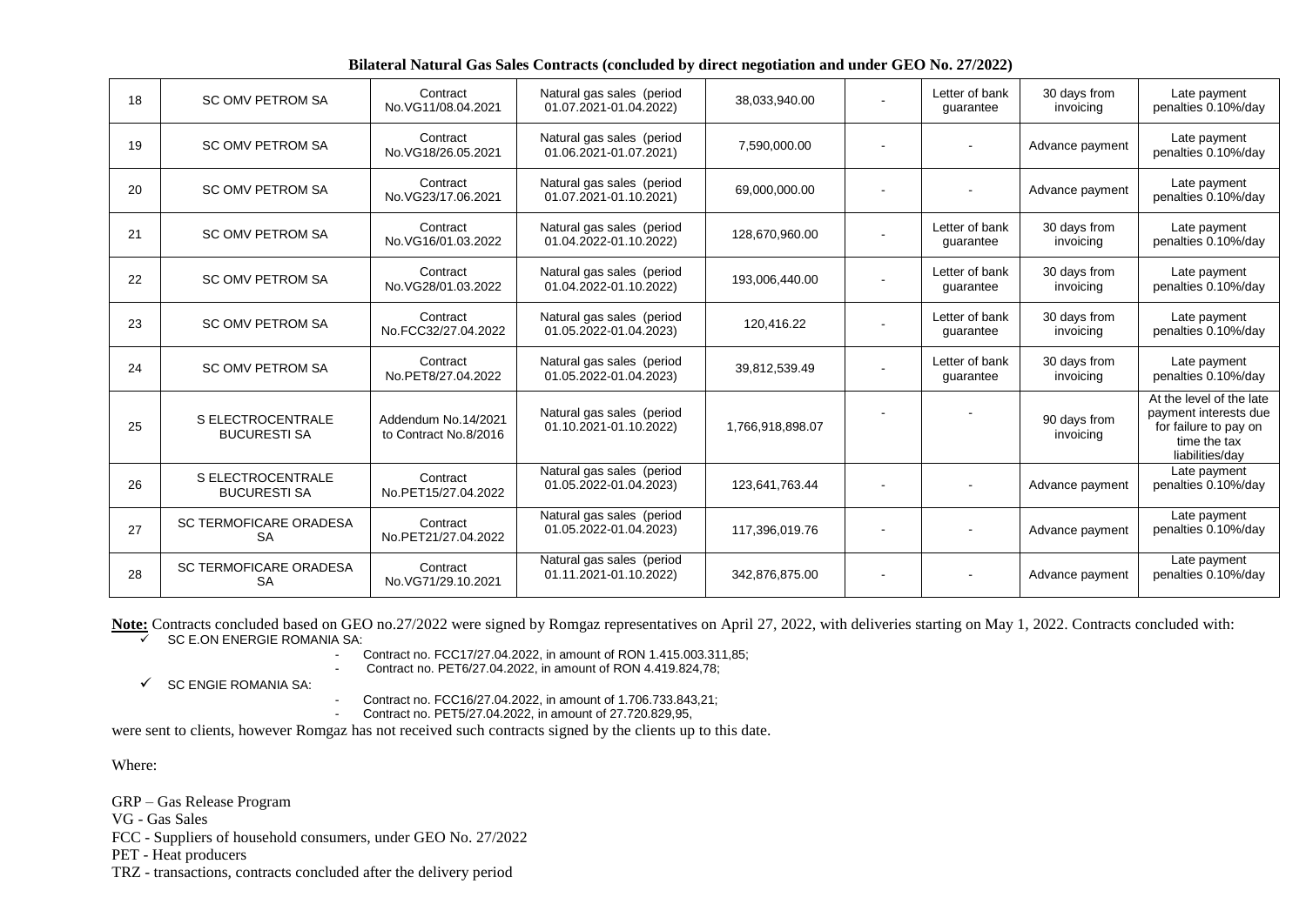**Bilateral Natural Gas Sales Contracts (concluded by direct negotiation and under GEO No. 27/2022)**

| | | | | | | | | |
|---|---|---|---|---|---|---|---|---|
| 18 | SC OMV PETROM SA | Contract No.VG11/08.04.2021 | Natural gas sales (period 01.07.2021-01.04.2022) | 38,033,940.00 | - | Letter of bank guarantee | 30 days from invoicing | Late payment penalties 0.10%/day |
| 19 | SC OMV PETROM SA | Contract No.VG18/26.05.2021 | Natural gas sales (period 01.06.2021-01.07.2021) | 7,590,000.00 | - | - | Advance payment | Late payment penalties 0.10%/day |
| 20 | SC OMV PETROM SA | Contract No.VG23/17.06.2021 | Natural gas sales (period 01.07.2021-01.10.2021) | 69,000,000.00 | - | - | Advance payment | Late payment penalties 0.10%/day |
| 21 | SC OMV PETROM SA | Contract No.VG16/01.03.2022 | Natural gas sales (period 01.04.2022-01.10.2022) | 128,670,960.00 | - | Letter of bank guarantee | 30 days from invoicing | Late payment penalties 0.10%/day |
| 22 | SC OMV PETROM SA | Contract No.VG28/01.03.2022 | Natural gas sales (period 01.04.2022-01.10.2022) | 193,006,440.00 | - | Letter of bank guarantee | 30 days from invoicing | Late payment penalties 0.10%/day |
| 23 | SC OMV PETROM SA | Contract No.FCC32/27.04.2022 | Natural gas sales (period 01.05.2022-01.04.2023) | 120,416.22 | - | Letter of bank guarantee | 30 days from invoicing | Late payment penalties 0.10%/day |
| 24 | SC OMV PETROM SA | Contract No.PET8/27.04.2022 | Natural gas sales (period 01.05.2022-01.04.2023) | 39,812,539.49 | - | Letter of bank guarantee | 30 days from invoicing | Late payment penalties 0.10%/day |
| 25 | S ELECTROCENTRALE BUCURESTI SA | Addendum No.14/2021 to Contract No.8/2016 | Natural gas sales (period 01.10.2021-01.10.2022) | 1,766,918,898.07 | - | - | 90 days from invoicing | At the level of the late payment interests due for failure to pay on time the tax liabilities/day |
| 26 | S ELECTROCENTRALE BUCURESTI SA | Contract No.PET15/27.04.2022 | Natural gas sales (period 01.05.2022-01.04.2023) | 123,641,763.44 | - | - | Advance payment | Late payment penalties 0.10%/day |
| 27 | SC TERMOFICARE ORADESA SA | Contract No.PET21/27.04.2022 | Natural gas sales (period 01.05.2022-01.04.2023) | 117,396,019.76 | - | - | Advance payment | Late payment penalties 0.10%/day |
| 28 | SC TERMOFICARE ORADESA SA | Contract No.VG71/29.10.2021 | Natural gas sales (period 01.11.2021-01.10.2022) | 342,876,875.00 | - | - | Advance payment | Late payment penalties 0.10%/day |

**Note:** Contracts concluded based on GEO no.27/2022 were signed by Romgaz representatives on April 27, 2022, with deliveries starting on May 1, 2022. Contracts concluded with:

- ✓ SC E.ON ENERGIE ROMANIA SA:
  - Contract no. FCC17/27.04.2022, in amount of RON 1.415.003.311,85;
  - Contract no. PET6/27.04.2022, in amount of RON 4.419.824,78;
- ✓ SC ENGIE ROMANIA SA:
  - Contract no. FCC16/27.04.2022, in amount of 1.706.733.843,21;
  - Contract no. PET5/27.04.2022, in amount of 27.720.829,95,

were sent to clients, however Romgaz has not received such contracts signed by the clients up to this date.

Where:

GRP – Gas Release Program
VG - Gas Sales
FCC - Suppliers of household consumers, under GEO No. 27/2022
PET - Heat producers
TRZ - transactions, contracts concluded after the delivery period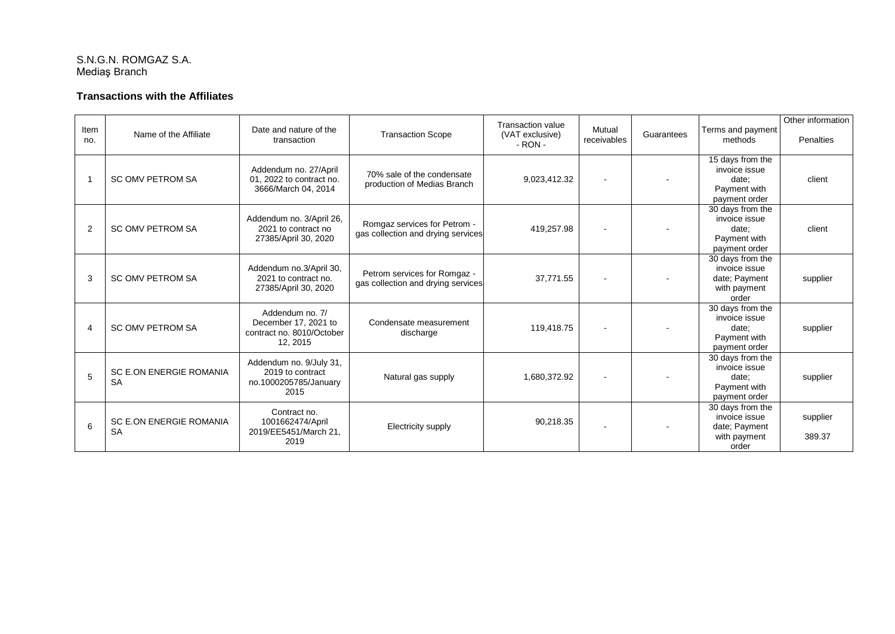S.N.G.N. ROMGAZ S.A.
Mediaş Branch

**Transactions with the Affiliates**

| Item no. | Name of the Affiliate | Date and nature of the transaction | Transaction Scope | Transaction value (VAT exclusive) - RON - | Mutual receivables | Guarantees | Terms and payment methods | Other information<br>Penalties |
|---|---|---|---|---|---|---|---|---|
| 1 | SC OMV PETROM SA | Addendum no. 27/April 01, 2022 to contract no. 3666/March 04, 2014 | 70% sale of the condensate production of Medias Branch | 9,023,412.32 | - | - | 15 days from the invoice issue date; Payment with payment order | client |
| 2 | SC OMV PETROM SA | Addendum no. 3/April 26, 2021 to contract no 27385/April 30, 2020 | Romgaz services for Petrom - gas collection and drying services | 419,257.98 | - | - | 30 days from the invoice issue date; Payment with payment order | client |
| 3 | SC OMV PETROM SA | Addendum no.3/April 30, 2021 to contract no. 27385/April 30, 2020 | Petrom services for Romgaz - gas collection and drying services | 37,771.55 | - | - | 30 days from the invoice issue date; Payment with payment order | supplier |
| 4 | SC OMV PETROM SA | Addendum no. 7/ December 17, 2021 to contract no. 8010/October 12, 2015 | Condensate measurement discharge | 119,418.75 | - | - | 30 days from the invoice issue date; Payment with payment order | supplier |
| 5 | SC E.ON ENERGIE ROMANIA SA | Addendum no. 9/July 31, 2019 to contract no.1000205785/January 2015 | Natural gas supply | 1,680,372.92 | - | - | 30 days from the invoice issue date; Payment with payment order | supplier |
| 6 | SC E.ON ENERGIE ROMANIA SA | Contract no. 1001662474/April 2019/EE5451/March 21, 2019 | Electricity supply | 90,218.35 | - | - | 30 days from the invoice issue date; Payment with payment order | supplier<br>389.37 |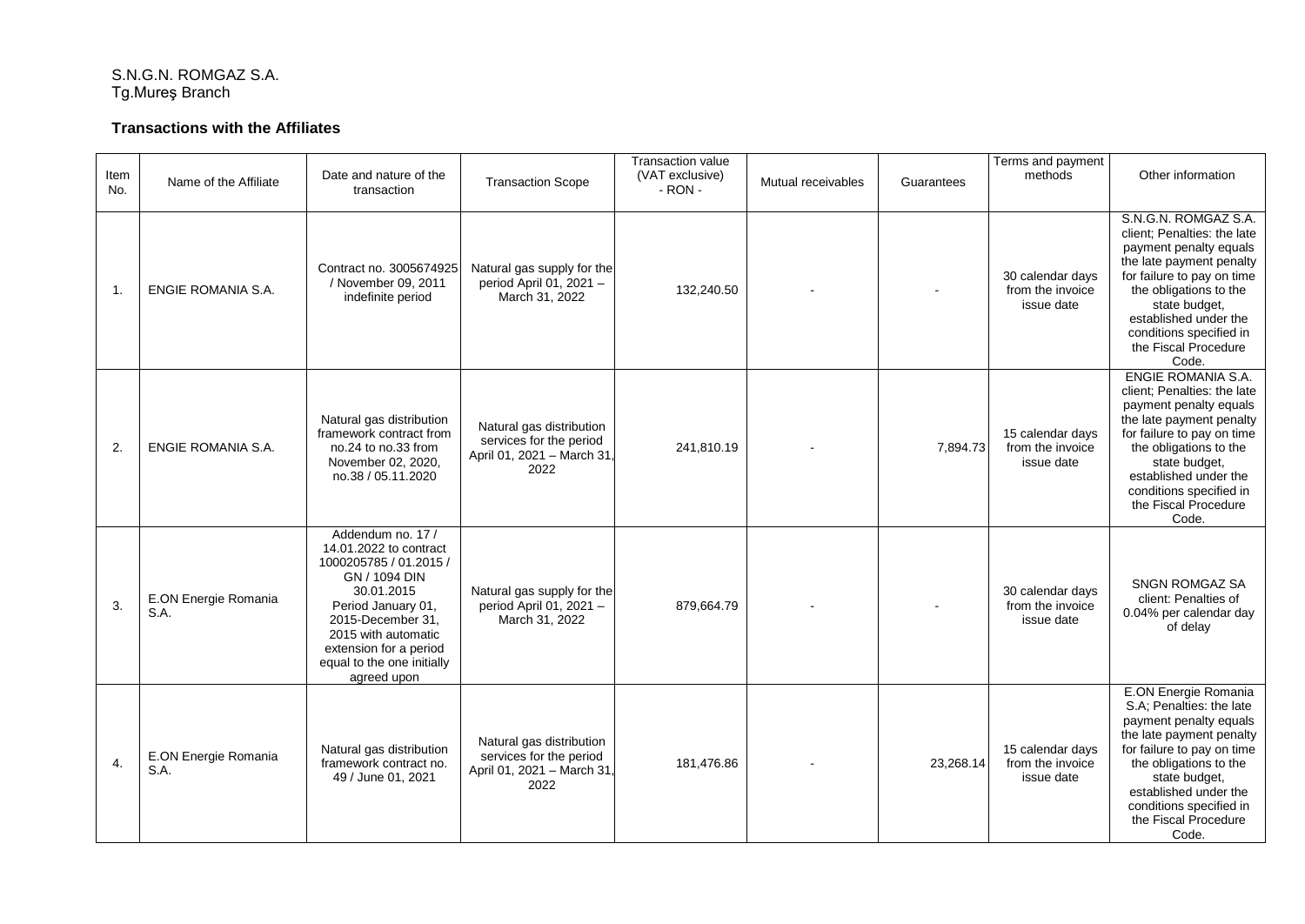S.N.G.N. ROMGAZ S.A.
Tg.Mureş Branch

**Transactions with the Affiliates**

| Item No. | Name of the Affiliate | Date and nature of the transaction | Transaction Scope | Transaction value (VAT exclusive) - RON - | Mutual receivables | Guarantees | Terms and payment methods | Other information |
|---|---|---|---|---|---|---|---|---|
| 1. | ENGIE ROMANIA S.A. | Contract no. 3005674925 / November 09, 2011 indefinite period | Natural gas supply for the period April 01, 2021 – March 31, 2022 | 132,240.50 | - | - | 30 calendar days from the invoice issue date | S.N.G.N. ROMGAZ S.A. client; Penalties: the late payment penalty equals the late payment penalty for failure to pay on time the obligations to the state budget, established under the conditions specified in the Fiscal Procedure Code. |
| 2. | ENGIE ROMANIA S.A. | Natural gas distribution framework contract from no.24 to no.33 from November 02, 2020, no.38 / 05.11.2020 | Natural gas distribution services for the period April 01, 2021 – March 31, 2022 | 241,810.19 | - | 7,894.73 | 15 calendar days from the invoice issue date | ENGIE ROMANIA S.A. client; Penalties: the late payment penalty equals the late payment penalty for failure to pay on time the obligations to the state budget, established under the conditions specified in the Fiscal Procedure Code. |
| 3. | E.ON Energie Romania S.A. | Addendum no. 17 / 14.01.2022 to contract 1000205785 / 01.2015 / GN / 1094 DIN 30.01.2015 Period January 01, 2015-December 31, 2015 with automatic extension for a period equal to the one initially agreed upon | Natural gas supply for the period April 01, 2021 – March 31, 2022 | 879,664.79 | - | - | 30 calendar days from the invoice issue date | SNGN ROMGAZ SA client: Penalties of 0.04% per calendar day of delay |
| 4. | E.ON Energie Romania S.A. | Natural gas distribution framework contract no. 49 / June 01, 2021 | Natural gas distribution services for the period April 01, 2021 – March 31, 2022 | 181,476.86 | - | 23,268.14 | 15 calendar days from the invoice issue date | E.ON Energie Romania S.A; Penalties: the late payment penalty equals the late payment penalty for failure to pay on time the obligations to the state budget, established under the conditions specified in the Fiscal Procedure Code. |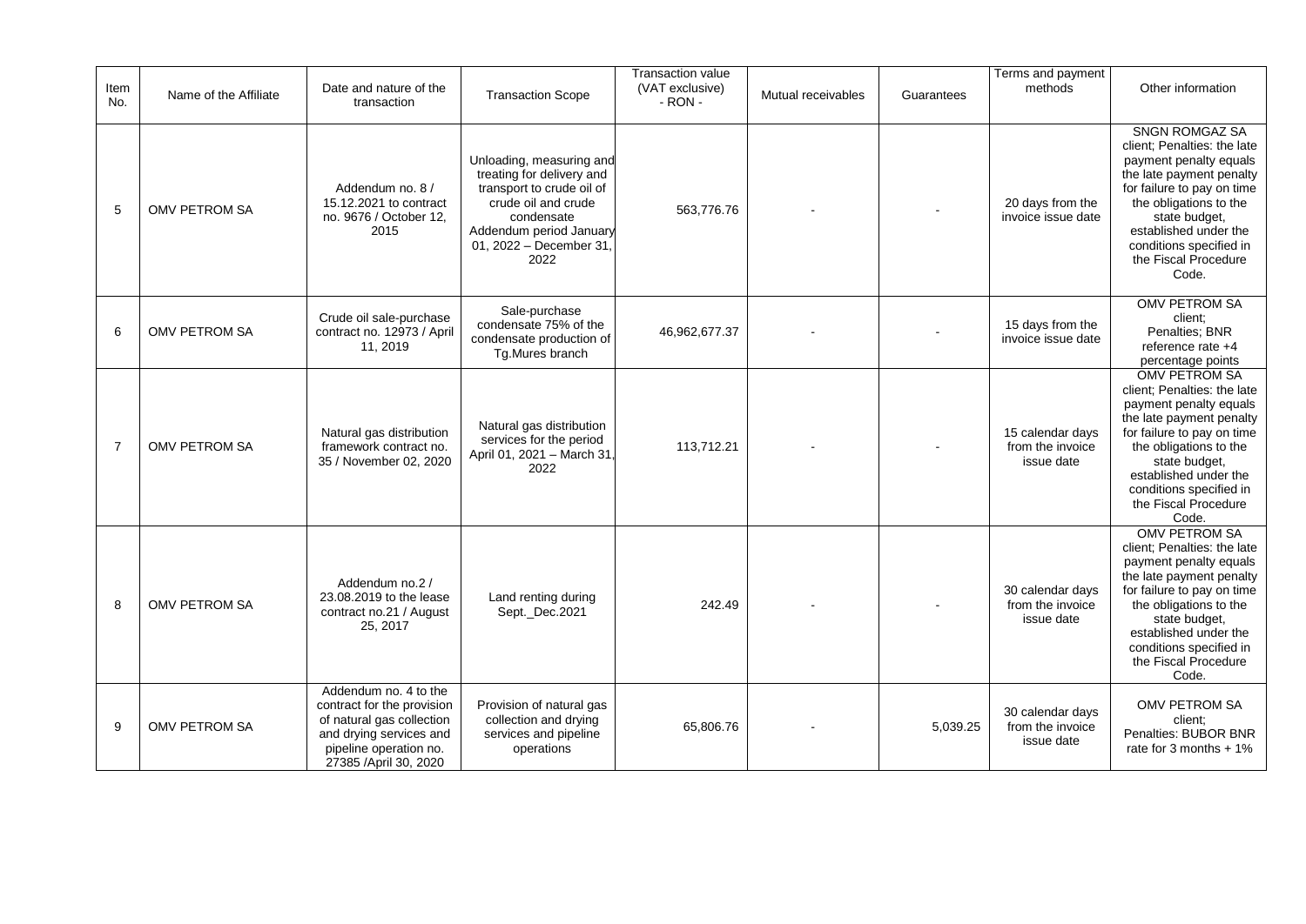| Item No. | Name of the Affiliate | Date and nature of the transaction | Transaction Scope | Transaction value (VAT exclusive) - RON - | Mutual receivables | Guarantees | Terms and payment methods | Other information |
|---|---|---|---|---|---|---|---|---|
| 5 | OMV PETROM SA | Addendum no. 8 / 15.12.2021 to contract no. 9676 / October 12, 2015 | Unloading, measuring and treating for delivery and transport to crude oil of crude oil and crude condensate Addendum period January 01, 2022 – December 31, 2022 | 563,776.76 | - | - | 20 days from the invoice issue date | SNGN ROMGAZ SA client; Penalties: the late payment penalty equals the late payment penalty for failure to pay on time the obligations to the state budget, established under the conditions specified in the Fiscal Procedure Code. |
| 6 | OMV PETROM SA | Crude oil sale-purchase contract no. 12973 / April 11, 2019 | Sale-purchase condensate 75% of the condensate production of Tg.Mures branch | 46,962,677.37 | - | - | 15 days from the invoice issue date | OMV PETROM SA client; Penalties; BNR reference rate +4 percentage points |
| 7 | OMV PETROM SA | Natural gas distribution framework contract no. 35 / November 02, 2020 | Natural gas distribution services for the period April 01, 2021 – March 31, 2022 | 113,712.21 | - | - | 15 calendar days from the invoice issue date | OMV PETROM SA client; Penalties: the late payment penalty equals the late payment penalty for failure to pay on time the obligations to the state budget, established under the conditions specified in the Fiscal Procedure Code. |
| 8 | OMV PETROM SA | Addendum no.2 / 23.08.2019 to the lease contract no.21 / August 25, 2017 | Land renting during Sept._Dec.2021 | 242.49 | - | - | 30 calendar days from the invoice issue date | OMV PETROM SA client; Penalties: the late payment penalty equals the late payment penalty for failure to pay on time the obligations to the state budget, established under the conditions specified in the Fiscal Procedure Code. |
| 9 | OMV PETROM SA | Addendum no. 4 to the contract for the provision of natural gas collection and drying services and pipeline operation no. 27385 /April 30, 2020 | Provision of natural gas collection and drying services and pipeline operations | 65,806.76 | - | 5,039.25 | 30 calendar days from the invoice issue date | OMV PETROM SA client; Penalties: BUBOR BNR rate for 3 months + 1% |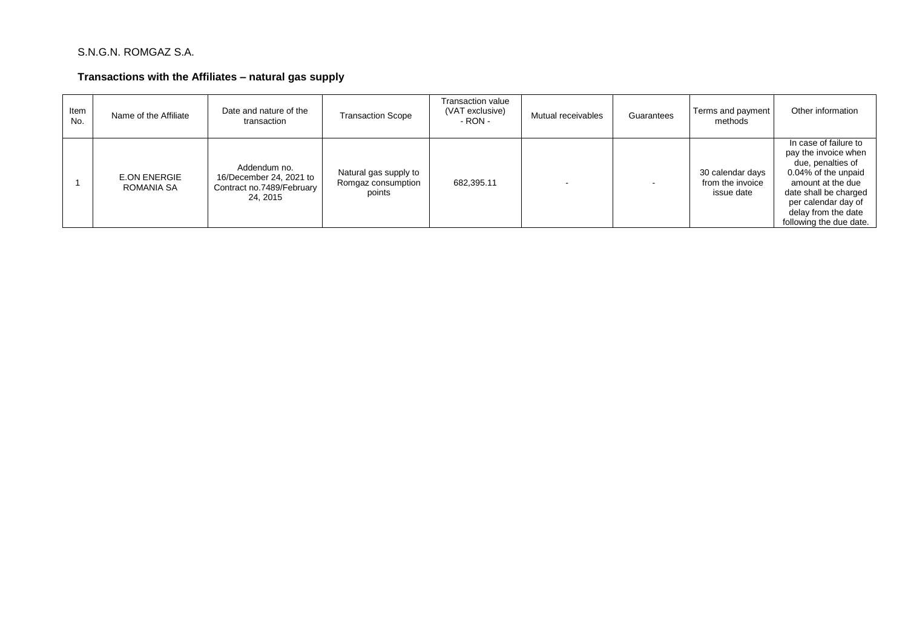S.N.G.N. ROMGAZ S.A.

**Transactions with the Affiliates – natural gas supply**

| Item No. | Name of the Affiliate | Date and nature of the transaction | Transaction Scope | Transaction value (VAT exclusive) - RON - | Mutual receivables | Guarantees | Terms and payment methods | Other information |
|---|---|---|---|---|---|---|---|---|
| 1 | E.ON ENERGIE ROMANIA SA | Addendum no. 16/December 24, 2021 to Contract no.7489/February 24, 2015 | Natural gas supply to Romgaz consumption points | 682,395.11 | - | - | 30 calendar days from the invoice issue date | In case of failure to pay the invoice when due, penalties of 0.04% of the unpaid amount at the due date shall be charged per calendar day of delay from the date following the due date. |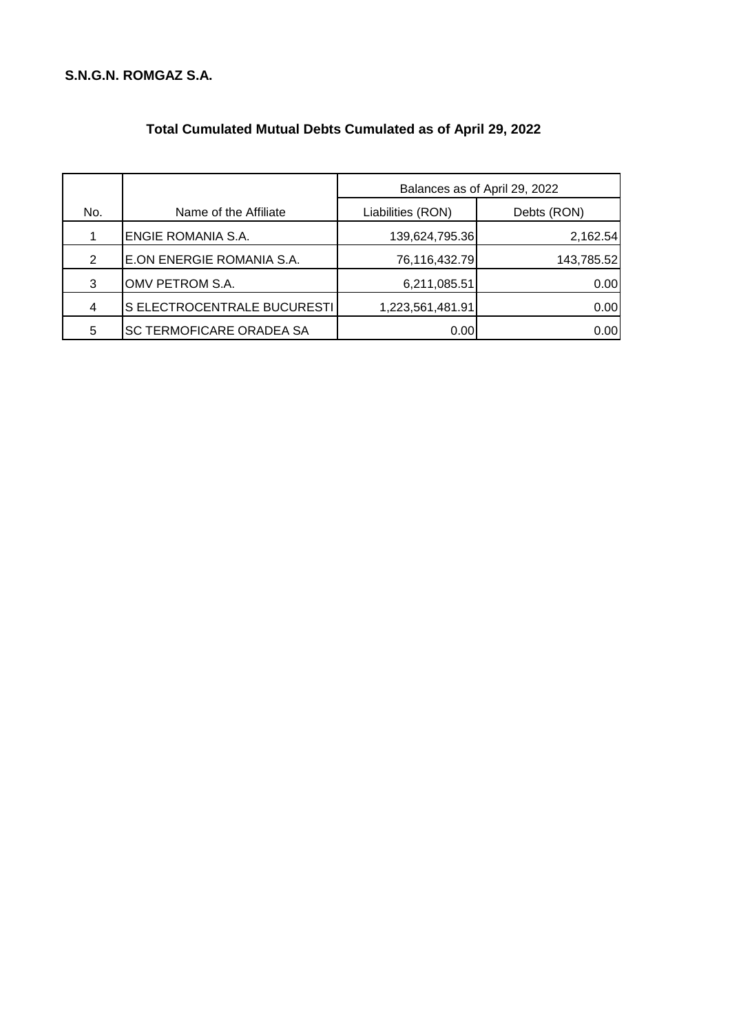**S.N.G.N. ROMGAZ S.A.**

## Total Cumulated Mutual Debts Cumulated as of April 29, 2022

| No. | Name of the Affiliate | Balances as of April 29, 2022 | |
|---|---|---|---|
| | | Liabilities (RON) | Debts (RON) |
| 1 | ENGIE ROMANIA S.A. | 139,624,795.36 | 2,162.54 |
| 2 | E.ON ENERGIE ROMANIA S.A. | 76,116,432.79 | 143,785.52 |
| 3 | OMV PETROM S.A. | 6,211,085.51 | 0.00 |
| 4 | S ELECTROCENTRALE BUCURESTI | 1,223,561,481.91 | 0.00 |
| 5 | SC TERMOFICARE ORADEA SA | 0.00 | 0.00 |